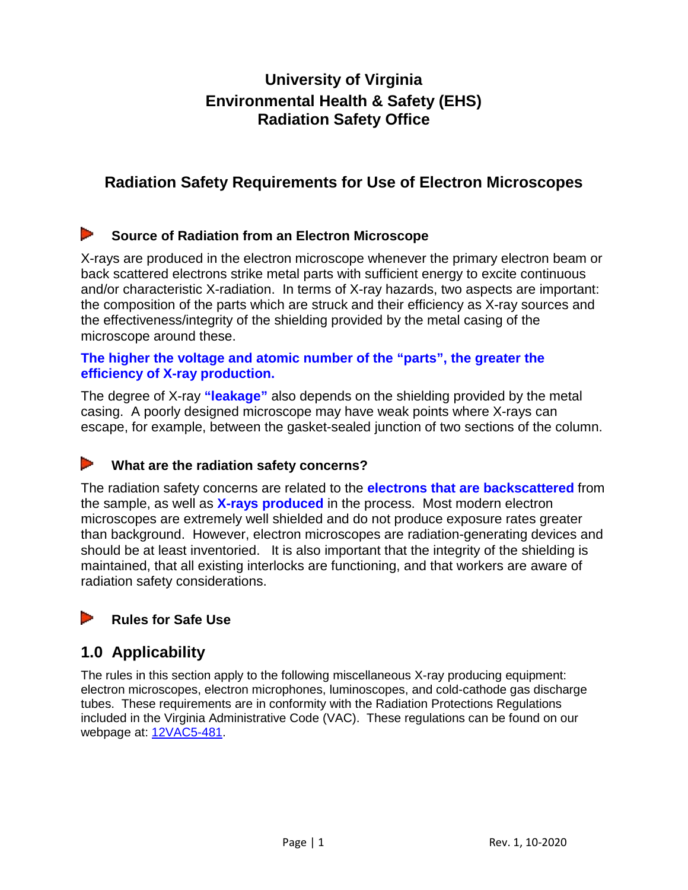# University of Virginia
# Environmental Health & Safety (EHS)
# Radiation Safety Office

## Radiation Safety Requirements for Use of Electron Microscopes

### Source of Radiation from an Electron Microscope

X-rays are produced in the electron microscope whenever the primary electron beam or back scattered electrons strike metal parts with sufficient energy to excite continuous and/or characteristic X-radiation. In terms of X-ray hazards, two aspects are important: the composition of the parts which are struck and their efficiency as X-ray sources and the effectiveness/integrity of the shielding provided by the metal casing of the microscope around these.

**The higher the voltage and atomic number of the "parts", the greater the efficiency of X-ray production.**

The degree of X-ray **"leakage"** also depends on the shielding provided by the metal casing. A poorly designed microscope may have weak points where X-rays can escape, for example, between the gasket-sealed junction of two sections of the column.

### What are the radiation safety concerns?

The radiation safety concerns are related to the **electrons that are backscattered** from the sample, as well as **X-rays produced** in the process. Most modern electron microscopes are extremely well shielded and do not produce exposure rates greater than background. However, electron microscopes are radiation-generating devices and should be at least inventoried. It is also important that the integrity of the shielding is maintained, that all existing interlocks are functioning, and that workers are aware of radiation safety considerations.

### Rules for Safe Use

## 1.0 Applicability

The rules in this section apply to the following miscellaneous X-ray producing equipment: electron microscopes, electron microphones, luminoscopes, and cold-cathode gas discharge tubes. These requirements are in conformity with the Radiation Protections Regulations included in the Virginia Administrative Code (VAC). These regulations can be found on our webpage at: [12VAC5-481](12VAC5-481).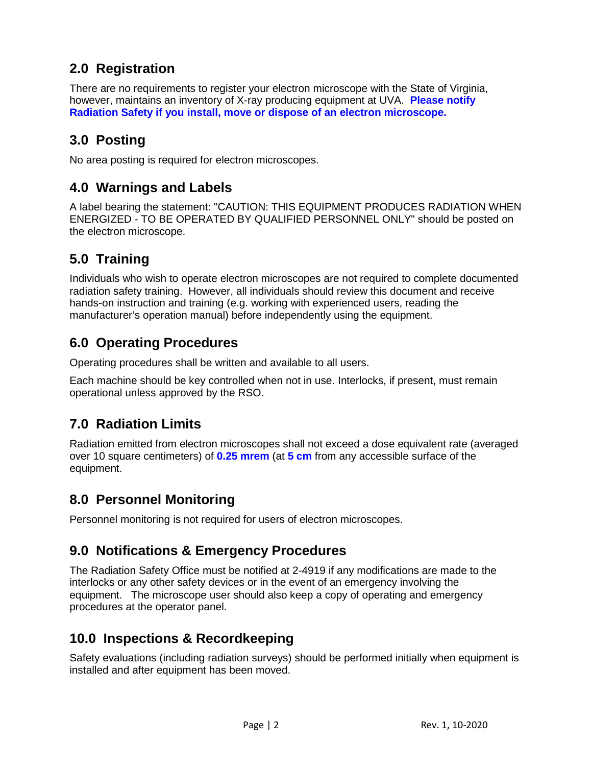## 2.0 Registration

There are no requirements to register your electron microscope with the State of Virginia, however, maintains an inventory of X-ray producing equipment at UVA. **Please notify Radiation Safety if you install, move or dispose of an electron microscope.**

## 3.0 Posting

No area posting is required for electron microscopes.

## 4.0 Warnings and Labels

A label bearing the statement: "CAUTION: THIS EQUIPMENT PRODUCES RADIATION WHEN ENERGIZED - TO BE OPERATED BY QUALIFIED PERSONNEL ONLY" should be posted on the electron microscope.

## 5.0 Training

Individuals who wish to operate electron microscopes are not required to complete documented radiation safety training. However, all individuals should review this document and receive hands-on instruction and training (e.g. working with experienced users, reading the manufacturer's operation manual) before independently using the equipment.

## 6.0 Operating Procedures

Operating procedures shall be written and available to all users.

Each machine should be key controlled when not in use. Interlocks, if present, must remain operational unless approved by the RSO.

## 7.0 Radiation Limits

Radiation emitted from electron microscopes shall not exceed a dose equivalent rate (averaged over 10 square centimeters) of **0.25 mrem** (at **5 cm** from any accessible surface of the equipment.

## 8.0 Personnel Monitoring

Personnel monitoring is not required for users of electron microscopes.

## 9.0 Notifications & Emergency Procedures

The Radiation Safety Office must be notified at 2-4919 if any modifications are made to the interlocks or any other safety devices or in the event of an emergency involving the equipment. The microscope user should also keep a copy of operating and emergency procedures at the operator panel.

## 10.0 Inspections & Recordkeeping

Safety evaluations (including radiation surveys) should be performed initially when equipment is installed and after equipment has been moved.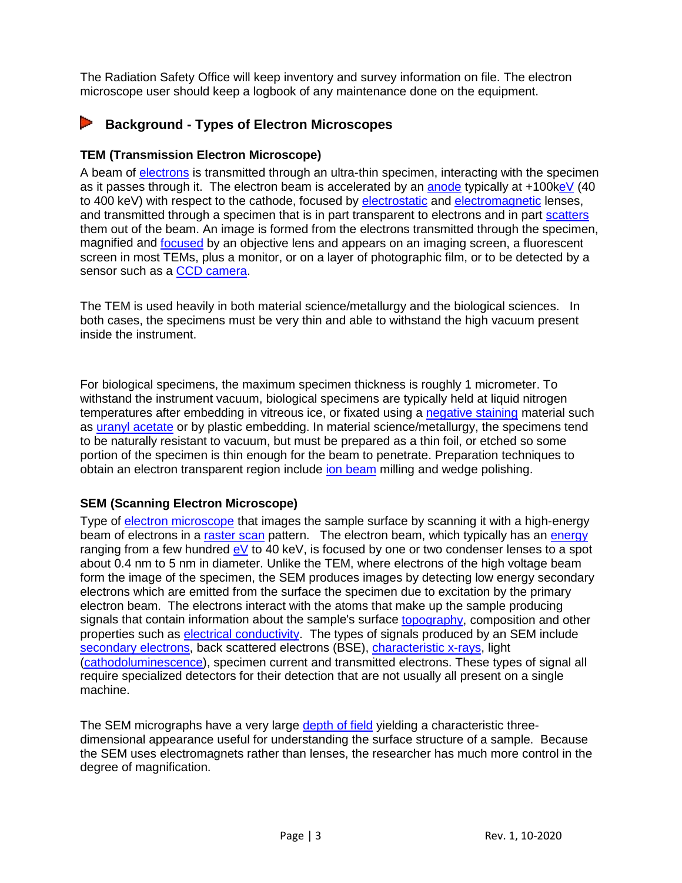The Radiation Safety Office will keep inventory and survey information on file. The electron microscope user should keep a logbook of any maintenance done on the equipment.

## Background - Types of Electron Microscopes

### TEM (Transmission Electron Microscope)

A beam of electrons is transmitted through an ultra-thin specimen, interacting with the specimen as it passes through it. The electron beam is accelerated by an anode typically at +100keV (40 to 400 keV) with respect to the cathode, focused by electrostatic and electromagnetic lenses, and transmitted through a specimen that is in part transparent to electrons and in part scatters them out of the beam. An image is formed from the electrons transmitted through the specimen, magnified and focused by an objective lens and appears on an imaging screen, a fluorescent screen in most TEMs, plus a monitor, or on a layer of photographic film, or to be detected by a sensor such as a CCD camera.

The TEM is used heavily in both material science/metallurgy and the biological sciences. In both cases, the specimens must be very thin and able to withstand the high vacuum present inside the instrument.

For biological specimens, the maximum specimen thickness is roughly 1 micrometer. To withstand the instrument vacuum, biological specimens are typically held at liquid nitrogen temperatures after embedding in vitreous ice, or fixated using a negative staining material such as uranyl acetate or by plastic embedding. In material science/metallurgy, the specimens tend to be naturally resistant to vacuum, but must be prepared as a thin foil, or etched so some portion of the specimen is thin enough for the beam to penetrate. Preparation techniques to obtain an electron transparent region include ion beam milling and wedge polishing.

### SEM (Scanning Electron Microscope)

Type of electron microscope that images the sample surface by scanning it with a high-energy beam of electrons in a raster scan pattern. The electron beam, which typically has an energy ranging from a few hundred eV to 40 keV, is focused by one or two condenser lenses to a spot about 0.4 nm to 5 nm in diameter. Unlike the TEM, where electrons of the high voltage beam form the image of the specimen, the SEM produces images by detecting low energy secondary electrons which are emitted from the surface the specimen due to excitation by the primary electron beam. The electrons interact with the atoms that make up the sample producing signals that contain information about the sample's surface topography, composition and other properties such as electrical conductivity. The types of signals produced by an SEM include secondary electrons, back scattered electrons (BSE), characteristic x-rays, light (cathodoluminescence), specimen current and transmitted electrons. These types of signal all require specialized detectors for their detection that are not usually all present on a single machine.

The SEM micrographs have a very large depth of field yielding a characteristic three-dimensional appearance useful for understanding the surface structure of a sample. Because the SEM uses electromagnets rather than lenses, the researcher has much more control in the degree of magnification.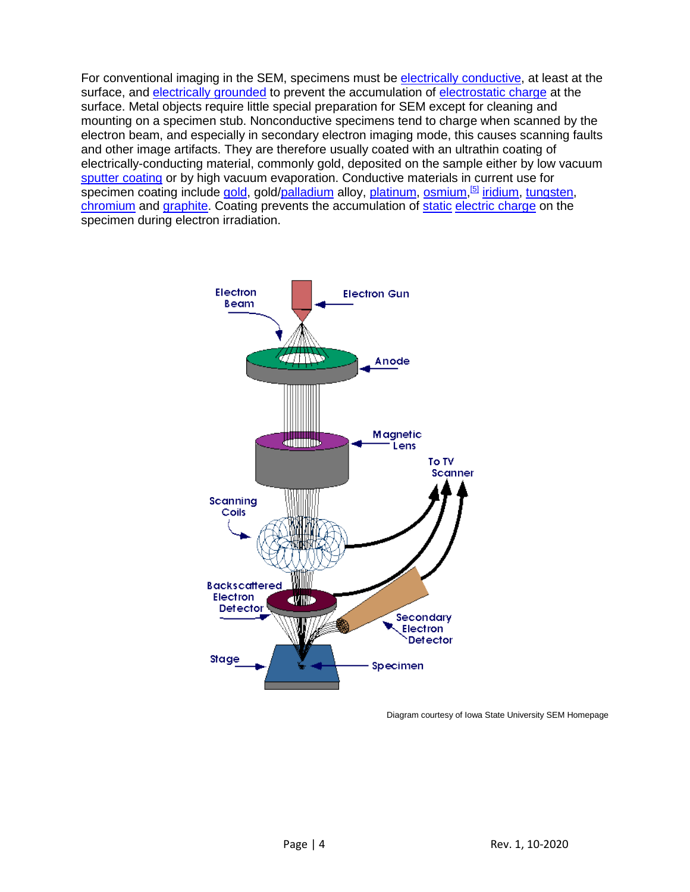For conventional imaging in the SEM, specimens must be electrically conductive, at least at the surface, and electrically grounded to prevent the accumulation of electrostatic charge at the surface. Metal objects require little special preparation for SEM except for cleaning and mounting on a specimen stub. Nonconductive specimens tend to charge when scanned by the electron beam, and especially in secondary electron imaging mode, this causes scanning faults and other image artifacts. They are therefore usually coated with an ultrathin coating of electrically-conducting material, commonly gold, deposited on the sample either by low vacuum sputter coating or by high vacuum evaporation. Conductive materials in current use for specimen coating include gold, gold/palladium alloy, platinum, osmium,[5] iridium, tungsten, chromium and graphite. Coating prevents the accumulation of static electric charge on the specimen during electron irradiation.

Diagram courtesy of Iowa State University SEM Homepage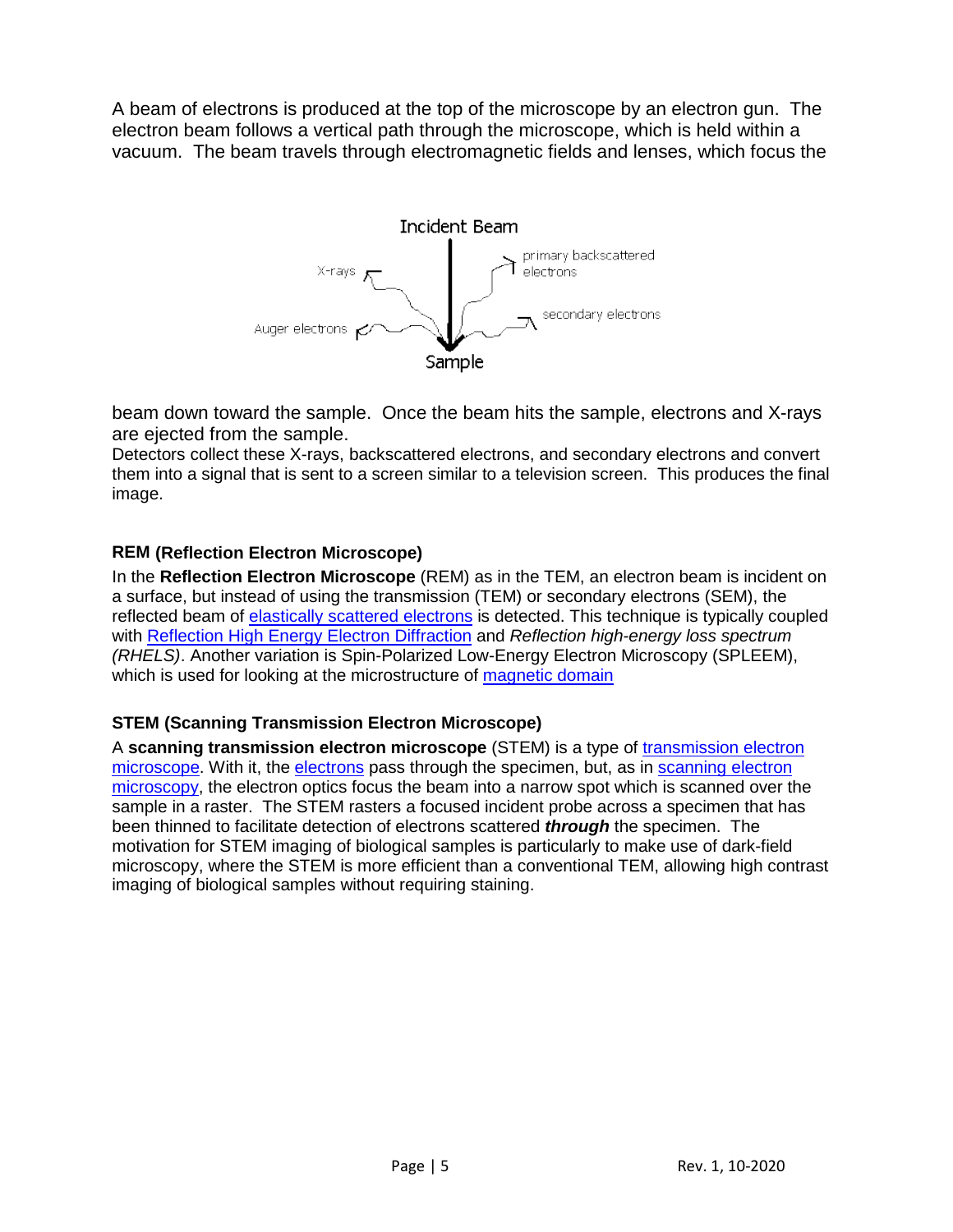A beam of electrons is produced at the top of the microscope by an electron gun. The electron beam follows a vertical path through the microscope, which is held within a vacuum. The beam travels through electromagnetic fields and lenses, which focus the beam down toward the sample. Once the beam hits the sample, electrons and X-rays are ejected from the sample.

Incident Beam

X-rays

primary backscattered electrons

Auger electrons

secondary electrons

Sample

Detectors collect these X-rays, backscattered electrons, and secondary electrons and convert them into a signal that is sent to a screen similar to a television screen. This produces the final image.

### REM (Reflection Electron Microscope)

In the **Reflection Electron Microscope** (REM) as in the TEM, an electron beam is incident on a surface, but instead of using the transmission (TEM) or secondary electrons (SEM), the reflected beam of elastically scattered electrons is detected. This technique is typically coupled with Reflection High Energy Electron Diffraction and *Reflection high-energy loss spectrum (RHELS)*. Another variation is Spin-Polarized Low-Energy Electron Microscopy (SPLEEM), which is used for looking at the microstructure of magnetic domain

### STEM (Scanning Transmission Electron Microscope)

A **scanning transmission electron microscope** (STEM) is a type of transmission electron microscope. With it, the electrons pass through the specimen, but, as in scanning electron microscopy, the electron optics focus the beam into a narrow spot which is scanned over the sample in a raster. The STEM rasters a focused incident probe across a specimen that has been thinned to facilitate detection of electrons scattered ***through*** the specimen. The motivation for STEM imaging of biological samples is particularly to make use of dark-field microscopy, where the STEM is more efficient than a conventional TEM, allowing high contrast imaging of biological samples without requiring staining.